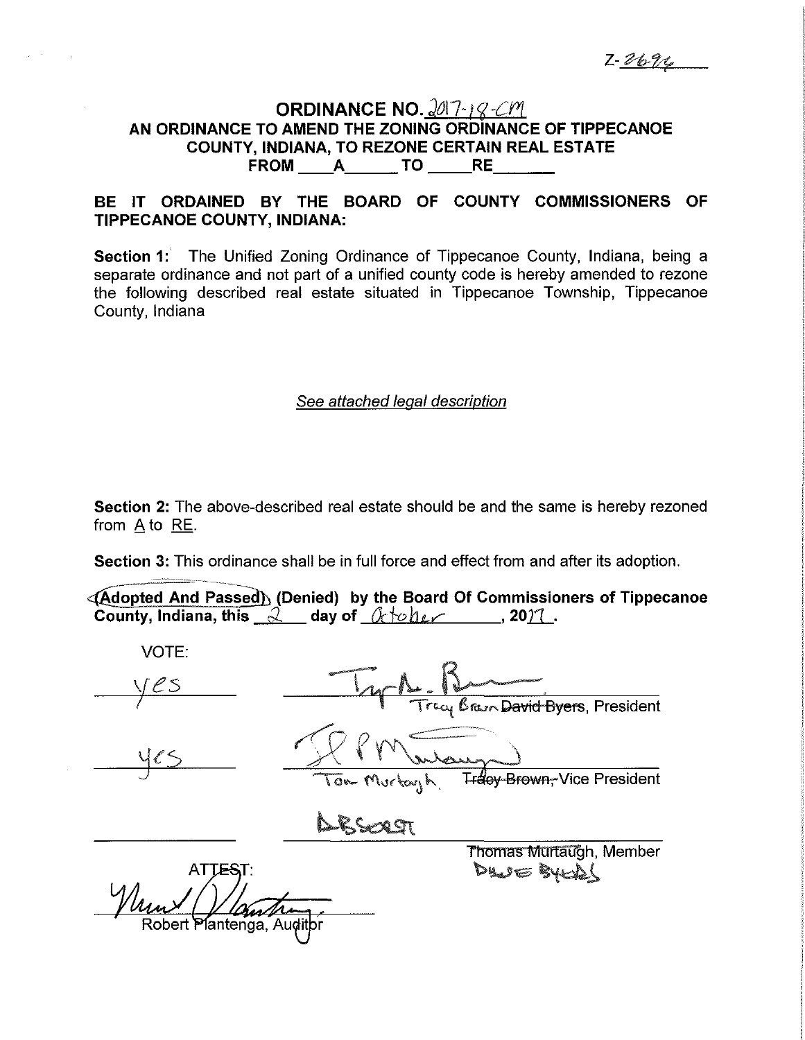Z-2696

# ORDINANCE NO. 2017-18-CM

## AN ORDINANCE TO AMEND THE ZONING ORDINANCE OF TIPPECANOE COUNTY, INDIANA, TO REZONE CERTAIN REAL ESTATE FROM A TO RE

**BE IT ORDAINED BY THE BOARD OF COUNTY COMMISSIONERS OF TIPPECANOE COUNTY, INDIANA:**

**Section 1:** The Unified Zoning Ordinance of Tippecanoe County, Indiana, being a separate ordinance and not part of a unified county code is hereby amended to rezone the following described real estate situated in Tippecanoe Township, Tippecanoe County, Indiana

*See attached legal description*

**Section 2:** The above-described real estate should be and the same is hereby rezoned from A to RE.

**Section 3:** This ordinance shall be in full force and effect from and after its adoption.

**(Adopted And Passed) (Denied) by the Board Of Commissioners of Tippecanoe County, Indiana, this 2 day of October, 2017.**

VOTE:

| Vote | Signature |
|---|---|
| yes | Tracy Brown ~~David Byers~~, President |
| yes | Tom Murtaugh ~~Tracy Brown,~~ Vice President |
| | ABSENT — Dave Byers ~~Thomas Murtaugh~~, Member |

ATTEST:

Robert Plantenga, Auditor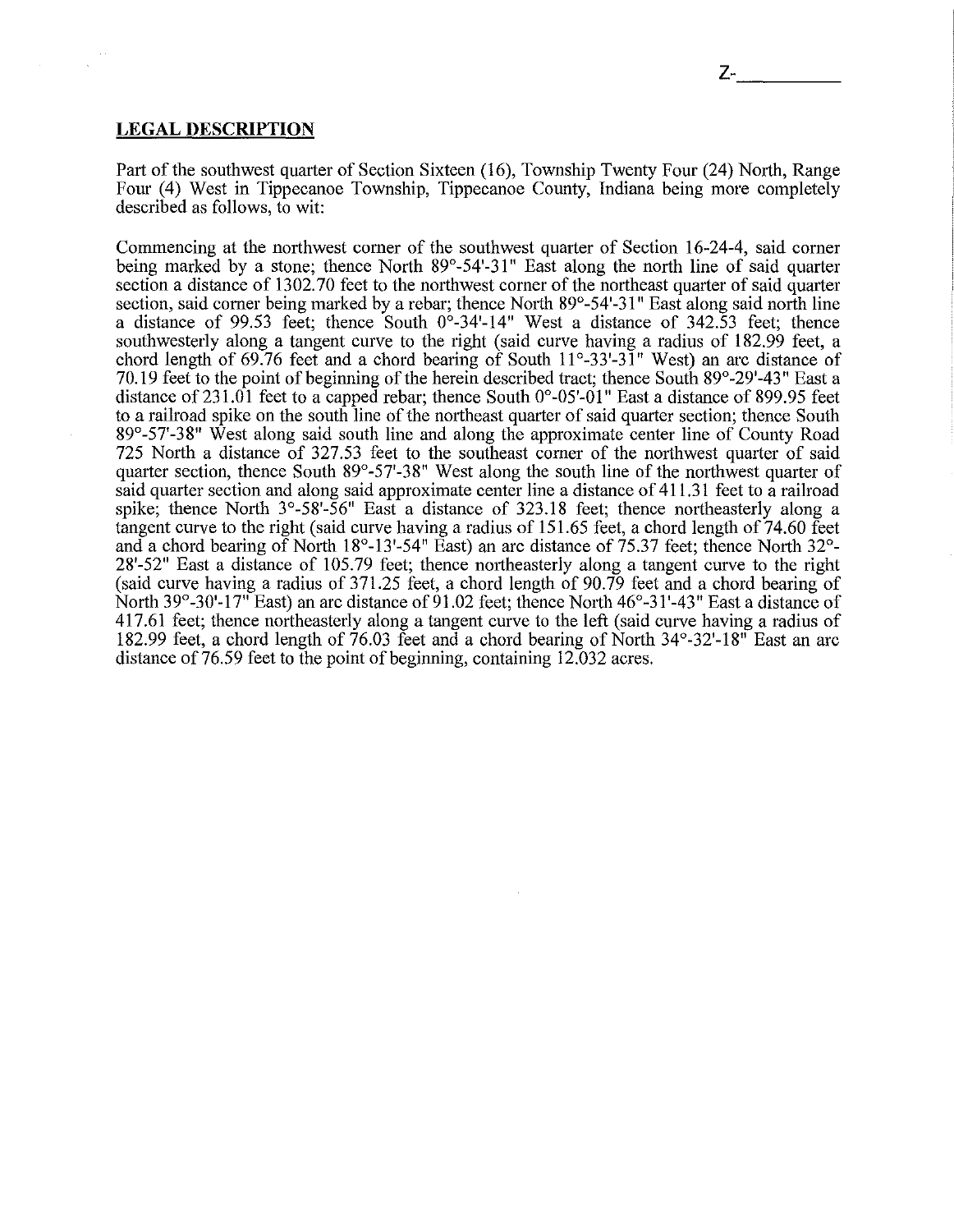Z-__________

## LEGAL DESCRIPTION

Part of the southwest quarter of Section Sixteen (16), Township Twenty Four (24) North, Range Four (4) West in Tippecanoe Township, Tippecanoe County, Indiana being more completely described as follows, to wit:

Commencing at the northwest corner of the southwest quarter of Section 16-24-4, said corner being marked by a stone; thence North 89°-54'-31" East along the north line of said quarter section a distance of 1302.70 feet to the northwest corner of the northeast quarter of said quarter section, said corner being marked by a rebar; thence North 89°-54'-31" East along said north line a distance of 99.53 feet; thence South 0°-34'-14" West a distance of 342.53 feet; thence southwesterly along a tangent curve to the right (said curve having a radius of 182.99 feet, a chord length of 69.76 feet and a chord bearing of South 11°-33'-31" West) an arc distance of 70.19 feet to the point of beginning of the herein described tract; thence South 89°-29'-43" East a distance of 231.01 feet to a capped rebar; thence South 0°-05'-01" East a distance of 899.95 feet to a railroad spike on the south line of the northeast quarter of said quarter section; thence South 89°-57'-38" West along said south line and along the approximate center line of County Road 725 North a distance of 327.53 feet to the southeast corner of the northwest quarter of said quarter section, thence South 89°-57'-38" West along the south line of the northwest quarter of said quarter section and along said approximate center line a distance of 411.31 feet to a railroad spike; thence North 3°-58'-56" East a distance of 323.18 feet; thence northeasterly along a tangent curve to the right (said curve having a radius of 151.65 feet, a chord length of 74.60 feet and a chord bearing of North 18°-13'-54" East) an arc distance of 75.37 feet; thence North 32°-28'-52" East a distance of 105.79 feet; thence northeasterly along a tangent curve to the right (said curve having a radius of 371.25 feet, a chord length of 90.79 feet and a chord bearing of North 39°-30'-17" East) an arc distance of 91.02 feet; thence North 46°-31'-43" East a distance of 417.61 feet; thence northeasterly along a tangent curve to the left (said curve having a radius of 182.99 feet, a chord length of 76.03 feet and a chord bearing of North 34°-32'-18" East an arc distance of 76.59 feet to the point of beginning, containing 12.032 acres.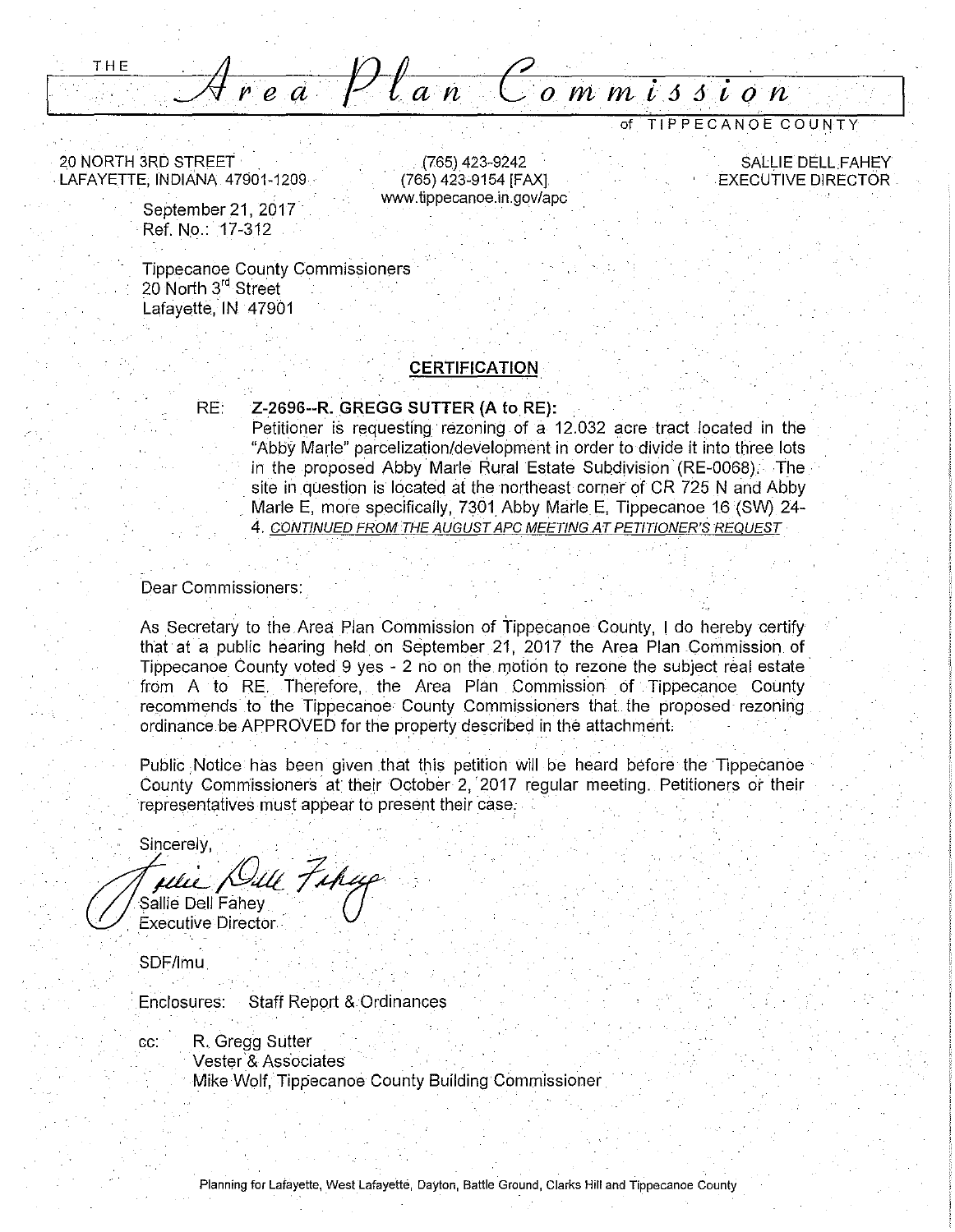# THE *Area Plan Commission* of TIPPECANOE COUNTY

20 NORTH 3RD STREET
LAFAYETTE, INDIANA 47901-1209

(765) 423-9242
(765) 423-9154 [FAX]
www.tippecanoe.in.gov/apc

SALLIE DELL FAHEY
EXECUTIVE DIRECTOR

September 21, 2017
Ref. No.: 17-312

Tippecanoe County Commissioners
20 North 3rd Street
Lafayette, IN 47901

## CERTIFICATION

RE: **Z-2696--R. GREGG SUTTER (A to RE):**
Petitioner is requesting rezoning of a 12.032 acre tract located in the "Abby Marle" parcelization/development in order to divide it into three lots in the proposed Abby Marle Rural Estate Subdivision (RE-0068). The site in question is located at the northeast corner of CR 725 N and Abby Marle E, more specifically, 7301 Abby Marle E, Tippecanoe 16 (SW) 24-4. *CONTINUED FROM THE AUGUST APC MEETING AT PETITIONER'S REQUEST*

Dear Commissioners:

As Secretary to the Area Plan Commission of Tippecanoe County, I do hereby certify that at a public hearing held on September 21, 2017 the Area Plan Commission of Tippecanoe County voted 9 yes - 2 no on the motion to rezone the subject real estate from A to RE. Therefore, the Area Plan Commission of Tippecanoe County recommends to the Tippecanoe County Commissioners that the proposed rezoning ordinance be APPROVED for the property described in the attachment.

Public Notice has been given that this petition will be heard before the Tippecanoe County Commissioners at their October 2, 2017 regular meeting. Petitioners or their representatives must appear to present their case.

Sincerely,

Sallie Dell Fahey
Executive Director

SDF/lmu

Enclosures: Staff Report & Ordinances

cc: R. Gregg Sutter
Vester & Associates
Mike Wolf, Tippecanoe County Building Commissioner

Planning for Lafayette, West Lafayette, Dayton, Battle Ground, Clarks Hill and Tippecanoe County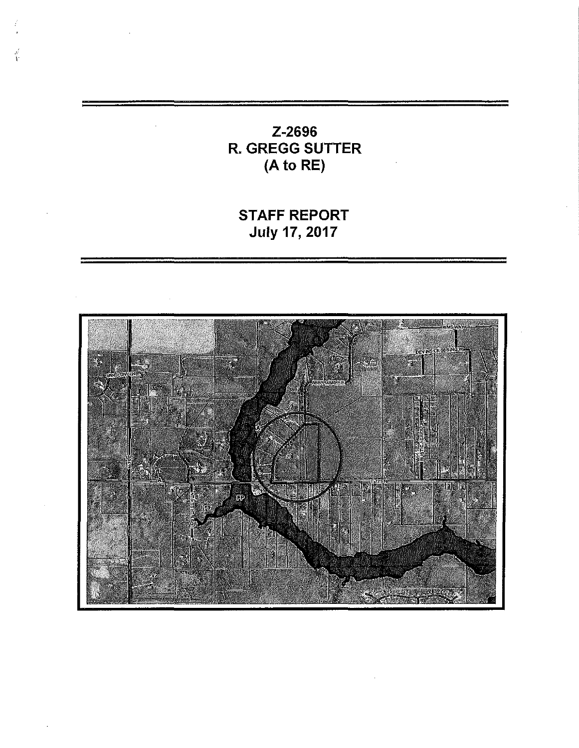# Z-2696
# R. GREGG SUTTER
# (A to RE)

# STAFF REPORT
# July 17, 2017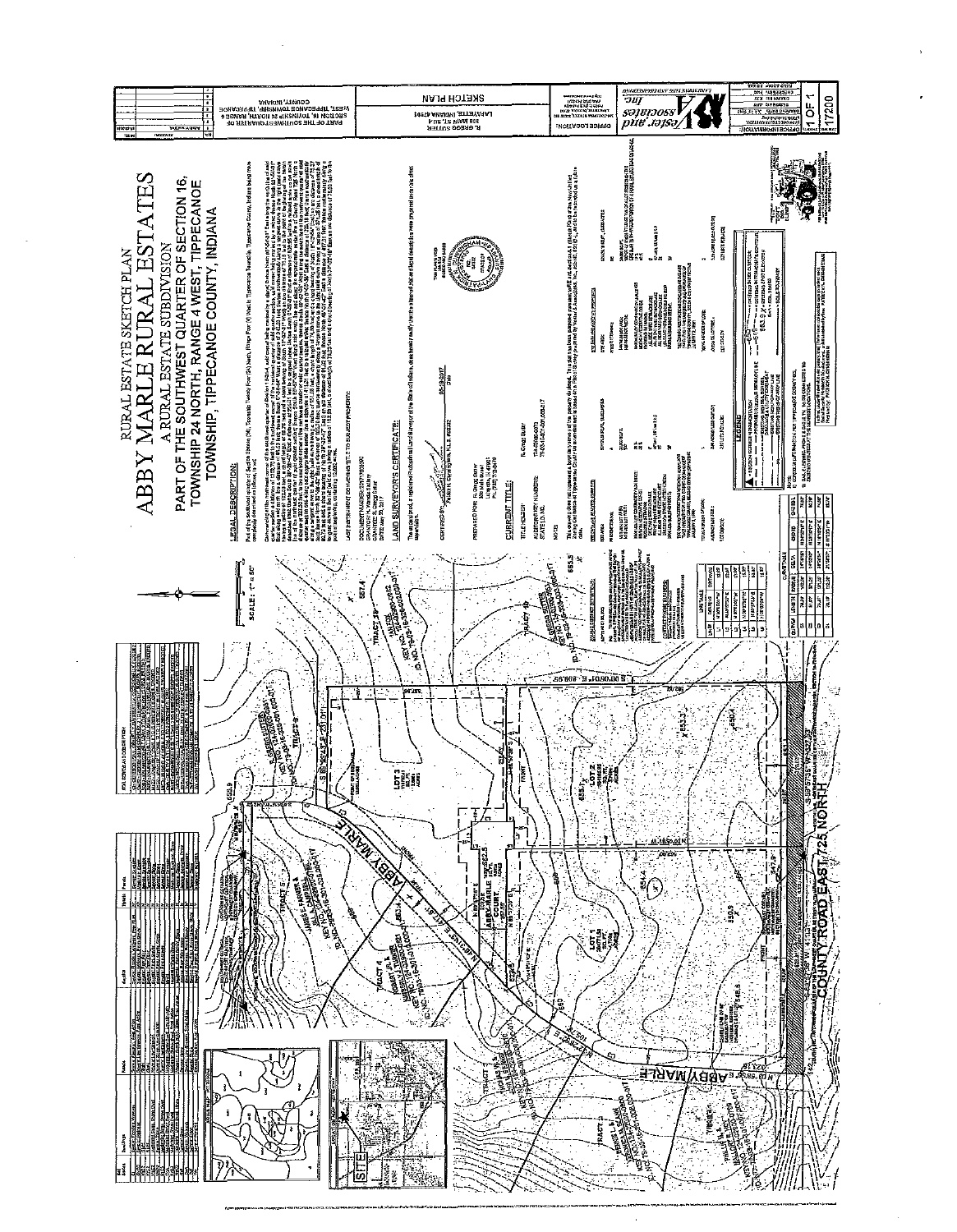# RURAL ESTATE SKETCH PLAN

# ABBY MARLE RURAL ESTATES

## A RURAL ESTATE SUBDIVISION

## PART OF THE SOUTHWEST QUARTER OF SECTION 16, TOWNSHIP 24 NORTH, RANGE 4 WEST, TIPPECANOE TOWNSHIP, TIPPECANOE COUNTY, INDIANA

SCALE: 1" = 50'

### LEGAL DESCRIPTION:

### LAND SURVEYOR'S CERTIFICATE:

CERTIFIED BY: 05-18-2017

PREPARED FOR: R. Gregg Sutter

### CURRENT TITLE:

TITLE HOLDER: R. Gregg Sutter

AUDITOR'S KEY NUMBERS:

NOTE:

ABBY MARLE COURT

ABBY MARLE

COUNTY ROAD EAST 725 NORTH

LOT 1

LOT 2

LOT 3

TRACT 4

TRACT 5

TRACT 3

TRACT 4

TRACT 2

### LEGEND

SKETCH PLAN

R. GREGG SUTTER

Vester and Associates Inc.

1 OF 1

17200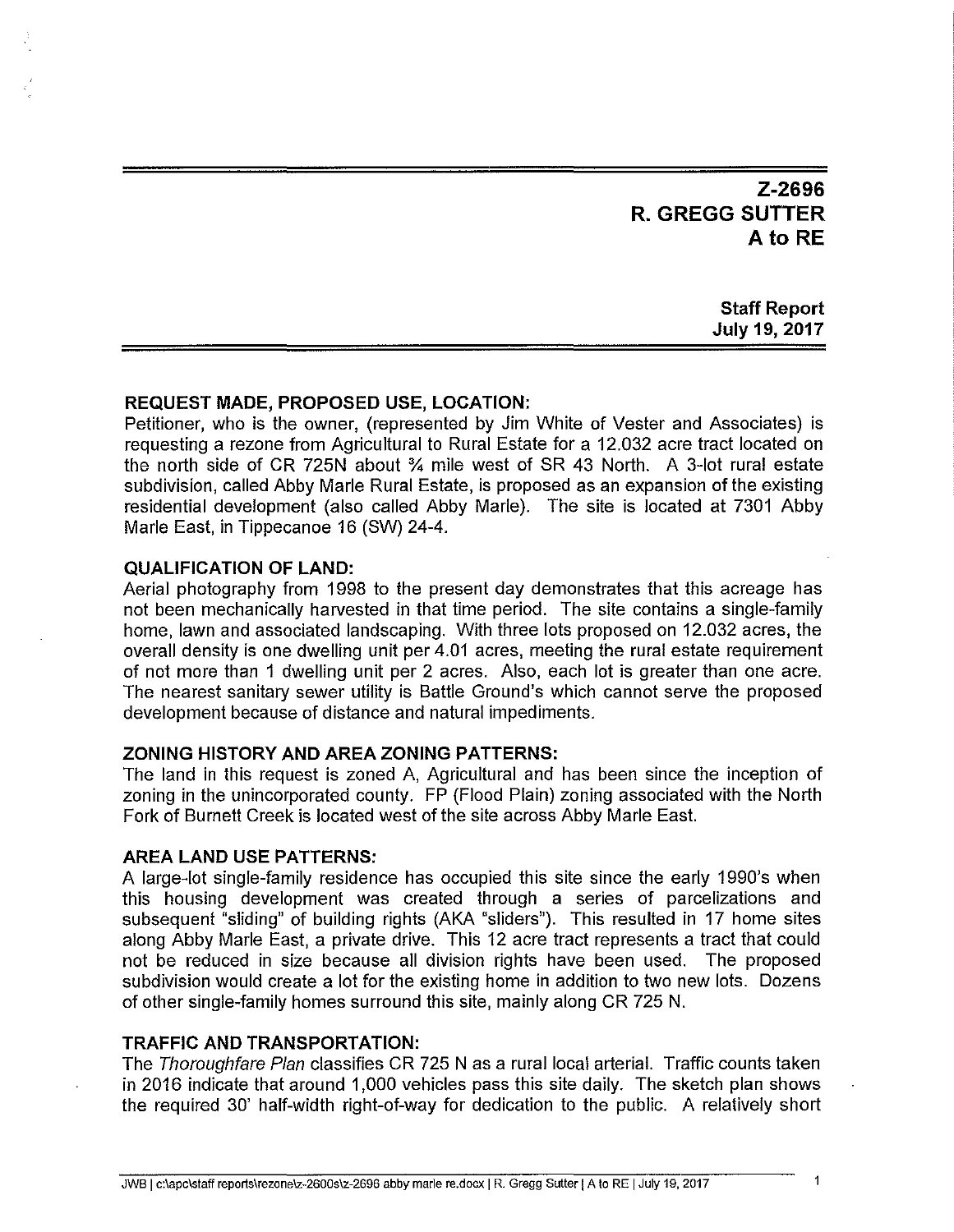**Z-2696**
**R. GREGG SUTTER**
**A to RE**

**Staff Report**
**July 19, 2017**

---

### REQUEST MADE, PROPOSED USE, LOCATION:

Petitioner, who is the owner, (represented by Jim White of Vester and Associates) is requesting a rezone from Agricultural to Rural Estate for a 12.032 acre tract located on the north side of CR 725N about ¾ mile west of SR 43 North. A 3-lot rural estate subdivision, called Abby Marle Rural Estate, is proposed as an expansion of the existing residential development (also called Abby Marle). The site is located at 7301 Abby Marle East, in Tippecanoe 16 (SW) 24-4.

### QUALIFICATION OF LAND:

Aerial photography from 1998 to the present day demonstrates that this acreage has not been mechanically harvested in that time period. The site contains a single-family home, lawn and associated landscaping. With three lots proposed on 12.032 acres, the overall density is one dwelling unit per 4.01 acres, meeting the rural estate requirement of not more than 1 dwelling unit per 2 acres. Also, each lot is greater than one acre. The nearest sanitary sewer utility is Battle Ground's which cannot serve the proposed development because of distance and natural impediments.

### ZONING HISTORY AND AREA ZONING PATTERNS:

The land in this request is zoned A, Agricultural and has been since the inception of zoning in the unincorporated county. FP (Flood Plain) zoning associated with the North Fork of Burnett Creek is located west of the site across Abby Marle East.

### AREA LAND USE PATTERNS:

A large-lot single-family residence has occupied this site since the early 1990's when this housing development was created through a series of parcelizations and subsequent "sliding" of building rights (AKA "sliders"). This resulted in 17 home sites along Abby Marle East, a private drive. This 12 acre tract represents a tract that could not be reduced in size because all division rights have been used. The proposed subdivision would create a lot for the existing home in addition to two new lots. Dozens of other single-family homes surround this site, mainly along CR 725 N.

### TRAFFIC AND TRANSPORTATION:

The *Thoroughfare Plan* classifies CR 725 N as a rural local arterial. Traffic counts taken in 2016 indicate that around 1,000 vehicles pass this site daily. The sketch plan shows the required 30' half-width right-of-way for dedication to the public. A relatively short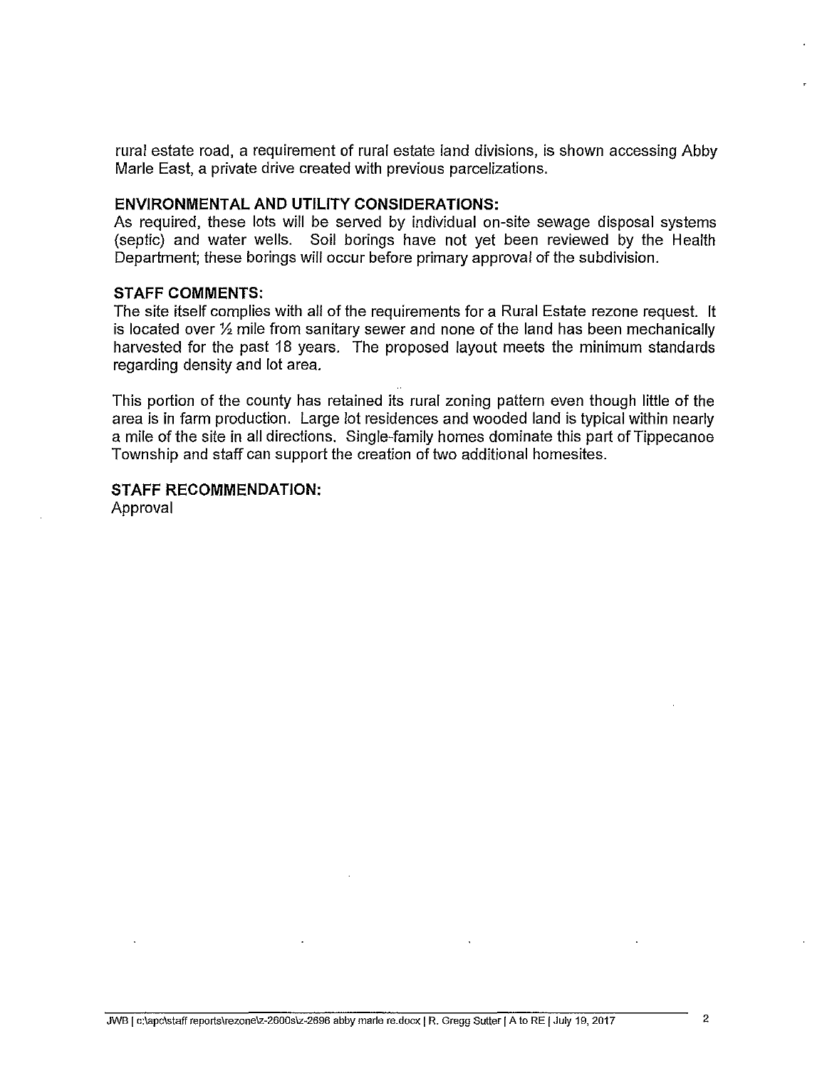rural estate road, a requirement of rural estate land divisions, is shown accessing Abby Marle East, a private drive created with previous parcelizations.

**ENVIRONMENTAL AND UTILITY CONSIDERATIONS:**
As required, these lots will be served by individual on-site sewage disposal systems (septic) and water wells. Soil borings have not yet been reviewed by the Health Department; these borings will occur before primary approval of the subdivision.

**STAFF COMMENTS:**
The site itself complies with all of the requirements for a Rural Estate rezone request. It is located over ½ mile from sanitary sewer and none of the land has been mechanically harvested for the past 18 years. The proposed layout meets the minimum standards regarding density and lot area.

This portion of the county has retained its rural zoning pattern even though little of the area is in farm production. Large lot residences and wooded land is typical within nearly a mile of the site in all directions. Single-family homes dominate this part of Tippecanoe Township and staff can support the creation of two additional homesites.

**STAFF RECOMMENDATION:**
Approval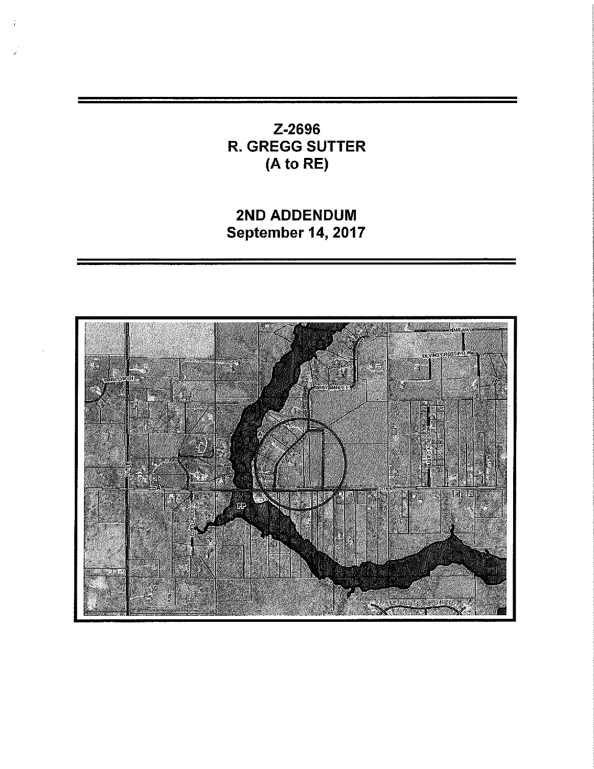# Z-2696
# R. GREGG SUTTER
# (A to RE)

## 2ND ADDENDUM
## September 14, 2017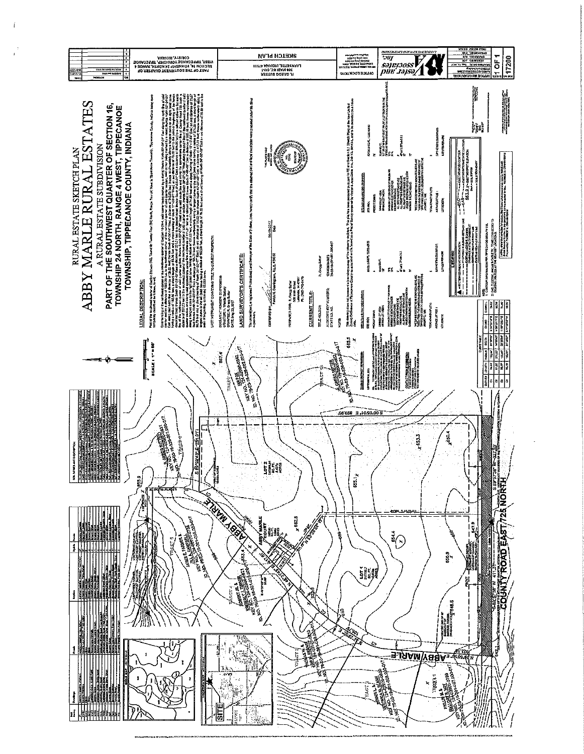# RURAL ESTATE SKETCH PLAN

# ABBY MARLE RURAL ESTATES

## A RURAL ESTATE SUBDIVISION

## PART OF THE SOUTHWEST QUARTER OF SECTION 16, TOWNSHIP 24 NORTH, RANGE 4 WEST, TIPPECANOE TOWNSHIP, TIPPECANOE COUNTY, INDIANA

### LEGAL DESCRIPTION:

### LAND SURVEYOR'S CERTIFICATE:

### CURRENT TITLE:

ABBY MARLE COURT

ABBY MARLE

COUNTY ROAD EAST 725 NORTH

LOT 1

LOT 2

S 89°27'38" W 411.21'

S 00°05'01" E 859.59'

SCALE: 1" = 80'

SITE

SKETCH PLAN

PART OF THE SOUTHWEST QUARTER OF SECTION 16, TOWNSHIP 24 NORTH, RANGE 4 WEST, TIPPECANOE TOWNSHIP, TIPPECANOE COUNTY, INDIANA

R. GREGG SUTTER

308 MAIN ST., UNIT

LAFAYETTE, INDIANA 47901

Vester and Associates, Inc.

1 OF 1

17200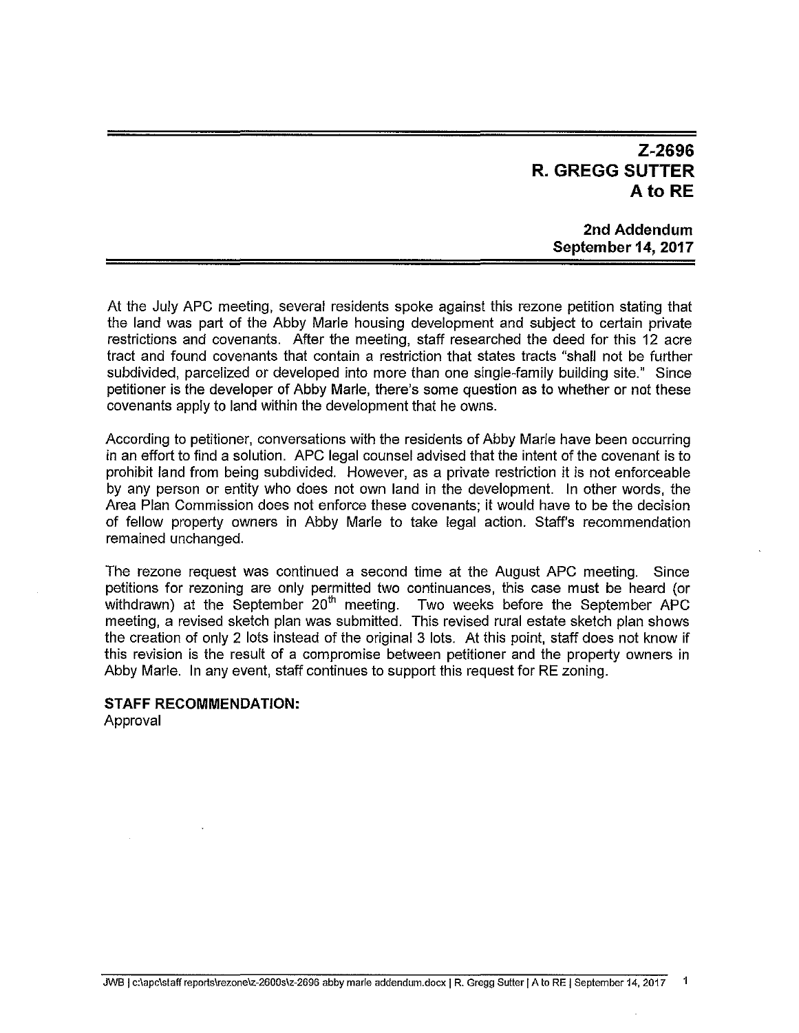# Z-2696
# R. GREGG SUTTER
# A to RE

**2nd Addendum**
**September 14, 2017**

At the July APC meeting, several residents spoke against this rezone petition stating that the land was part of the Abby Marle housing development and subject to certain private restrictions and covenants. After the meeting, staff researched the deed for this 12 acre tract and found covenants that contain a restriction that states tracts "shall not be further subdivided, parcelized or developed into more than one single-family building site." Since petitioner is the developer of Abby Marle, there's some question as to whether or not these covenants apply to land within the development that he owns.

According to petitioner, conversations with the residents of Abby Marle have been occurring in an effort to find a solution. APC legal counsel advised that the intent of the covenant is to prohibit land from being subdivided. However, as a private restriction it is not enforceable by any person or entity who does not own land in the development. In other words, the Area Plan Commission does not enforce these covenants; it would have to be the decision of fellow property owners in Abby Marle to take legal action. Staff's recommendation remained unchanged.

The rezone request was continued a second time at the August APC meeting. Since petitions for rezoning are only permitted two continuances, this case must be heard (or withdrawn) at the September 20th meeting. Two weeks before the September APC meeting, a revised sketch plan was submitted. This revised rural estate sketch plan shows the creation of only 2 lots instead of the original 3 lots. At this point, staff does not know if this revision is the result of a compromise between petitioner and the property owners in Abby Marle. In any event, staff continues to support this request for RE zoning.

**STAFF RECOMMENDATION:**
Approval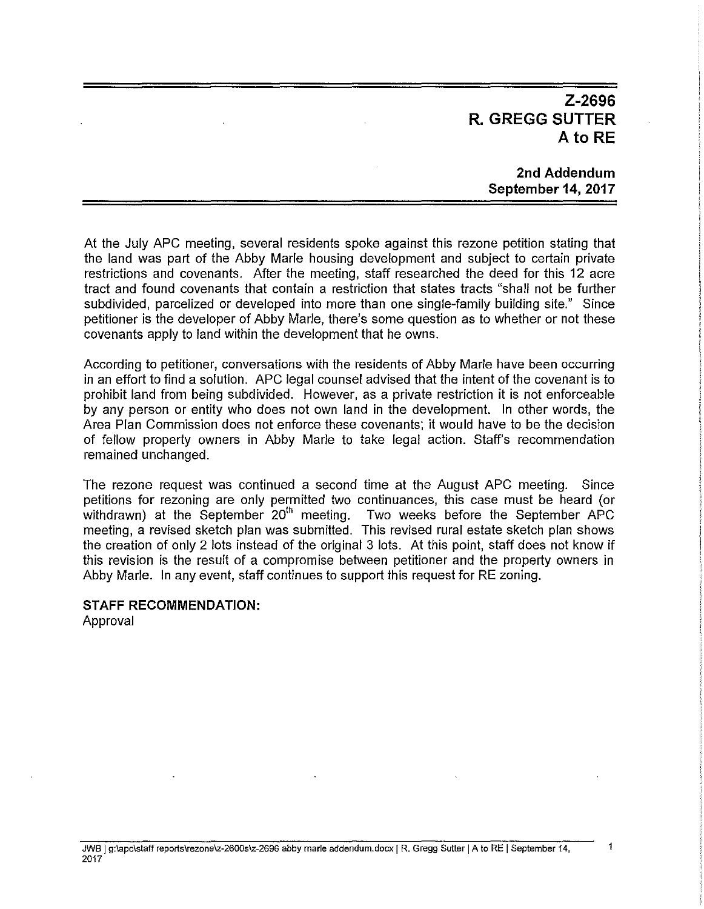# Z-2696
# R. GREGG SUTTER
# A to RE

**2nd Addendum**
**September 14, 2017**

At the July APC meeting, several residents spoke against this rezone petition stating that the land was part of the Abby Marle housing development and subject to certain private restrictions and covenants. After the meeting, staff researched the deed for this 12 acre tract and found covenants that contain a restriction that states tracts "shall not be further subdivided, parcelized or developed into more than one single-family building site." Since petitioner is the developer of Abby Marle, there's some question as to whether or not these covenants apply to land within the development that he owns.

According to petitioner, conversations with the residents of Abby Marle have been occurring in an effort to find a solution. APC legal counsel advised that the intent of the covenant is to prohibit land from being subdivided. However, as a private restriction it is not enforceable by any person or entity who does not own land in the development. In other words, the Area Plan Commission does not enforce these covenants; it would have to be the decision of fellow property owners in Abby Marle to take legal action. Staff's recommendation remained unchanged.

The rezone request was continued a second time at the August APC meeting. Since petitions for rezoning are only permitted two continuances, this case must be heard (or withdrawn) at the September 20th meeting. Two weeks before the September APC meeting, a revised sketch plan was submitted. This revised rural estate sketch plan shows the creation of only 2 lots instead of the original 3 lots. At this point, staff does not know if this revision is the result of a compromise between petitioner and the property owners in Abby Marle. In any event, staff continues to support this request for RE zoning.

**STAFF RECOMMENDATION:**
Approval